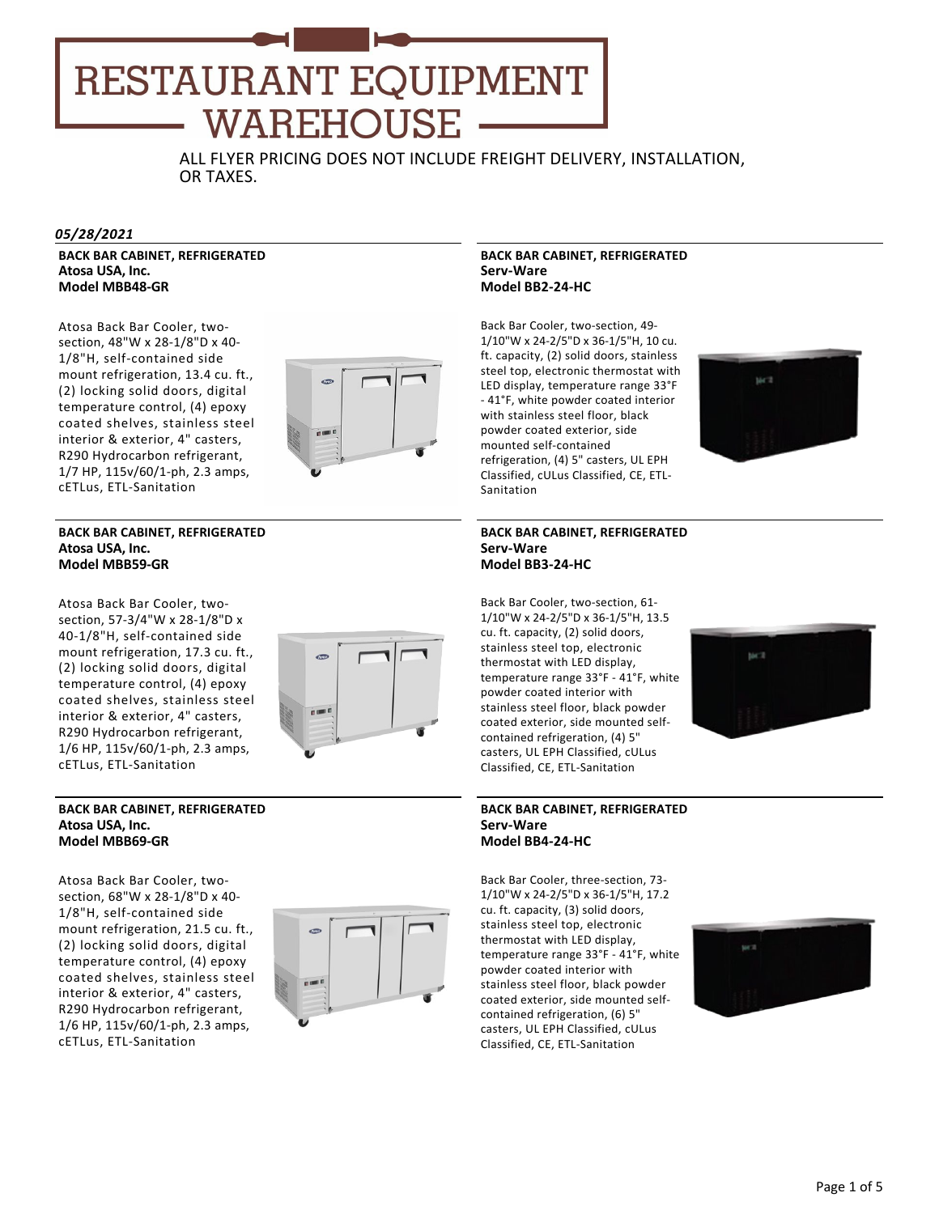# RESTAURANT EQUIPMENT WAREHOUSE

ALL FLYER PRICING DOES NOT INCLUDE FREIGHT DELIVERY, INSTALLATION, OR TAXES.

***05/28/2021***

---

**BACK BAR CABINET, REFRIGERATED**
**Atosa USA, Inc.**
**Model MBB48-GR**

Atosa Back Bar Cooler, two-section, 48"W x 28-1/8"D x 40-1/8"H, self-contained side mount refrigeration, 13.4 cu. ft., (2) locking solid doors, digital temperature control, (4) epoxy coated shelves, stainless steel interior & exterior, 4" casters, R290 Hydrocarbon refrigerant, 1/7 HP, 115v/60/1-ph, 2.3 amps, cETLus, ETL-Sanitation

---

**BACK BAR CABINET, REFRIGERATED**
**Atosa USA, Inc.**
**Model MBB59-GR**

Atosa Back Bar Cooler, two-section, 57-3/4"W x 28-1/8"D x 40-1/8"H, self-contained side mount refrigeration, 17.3 cu. ft., (2) locking solid doors, digital temperature control, (4) epoxy coated shelves, stainless steel interior & exterior, 4" casters, R290 Hydrocarbon refrigerant, 1/6 HP, 115v/60/1-ph, 2.3 amps, cETLus, ETL-Sanitation

---

**BACK BAR CABINET, REFRIGERATED**
**Atosa USA, Inc.**
**Model MBB69-GR**

Atosa Back Bar Cooler, two-section, 68"W x 28-1/8"D x 40-1/8"H, self-contained side mount refrigeration, 21.5 cu. ft., (2) locking solid doors, digital temperature control, (4) epoxy coated shelves, stainless steel interior & exterior, 4" casters, R290 Hydrocarbon refrigerant, 1/6 HP, 115v/60/1-ph, 2.3 amps, cETLus, ETL-Sanitation

---

**BACK BAR CABINET, REFRIGERATED**
**Serv-Ware**
**Model BB2-24-HC**

Back Bar Cooler, two-section, 49-1/10"W x 24-2/5"D x 36-1/5"H, 10 cu. ft. capacity, (2) solid doors, stainless steel top, electronic thermostat with LED display, temperature range 33°F - 41°F, white powder coated interior with stainless steel floor, black powder coated exterior, side mounted self-contained refrigeration, (4) 5" casters, UL EPH Classified, cULus Classified, CE, ETL-Sanitation

---

**BACK BAR CABINET, REFRIGERATED**
**Serv-Ware**
**Model BB3-24-HC**

Back Bar Cooler, two-section, 61-1/10"W x 24-2/5"D x 36-1/5"H, 13.5 cu. ft. capacity, (2) solid doors, stainless steel top, electronic thermostat with LED display, temperature range 33°F - 41°F, white powder coated interior with stainless steel floor, black powder coated exterior, side mounted self-contained refrigeration, (4) 5" casters, UL EPH Classified, cULus Classified, CE, ETL-Sanitation

---

**BACK BAR CABINET, REFRIGERATED**
**Serv-Ware**
**Model BB4-24-HC**

Back Bar Cooler, three-section, 73-1/10"W x 24-2/5"D x 36-1/5"H, 17.2 cu. ft. capacity, (3) solid doors, stainless steel top, electronic thermostat with LED display, temperature range 33°F - 41°F, white powder coated interior with stainless steel floor, black powder coated exterior, side mounted self-contained refrigeration, (6) 5" casters, UL EPH Classified, cULus Classified, CE, ETL-Sanitation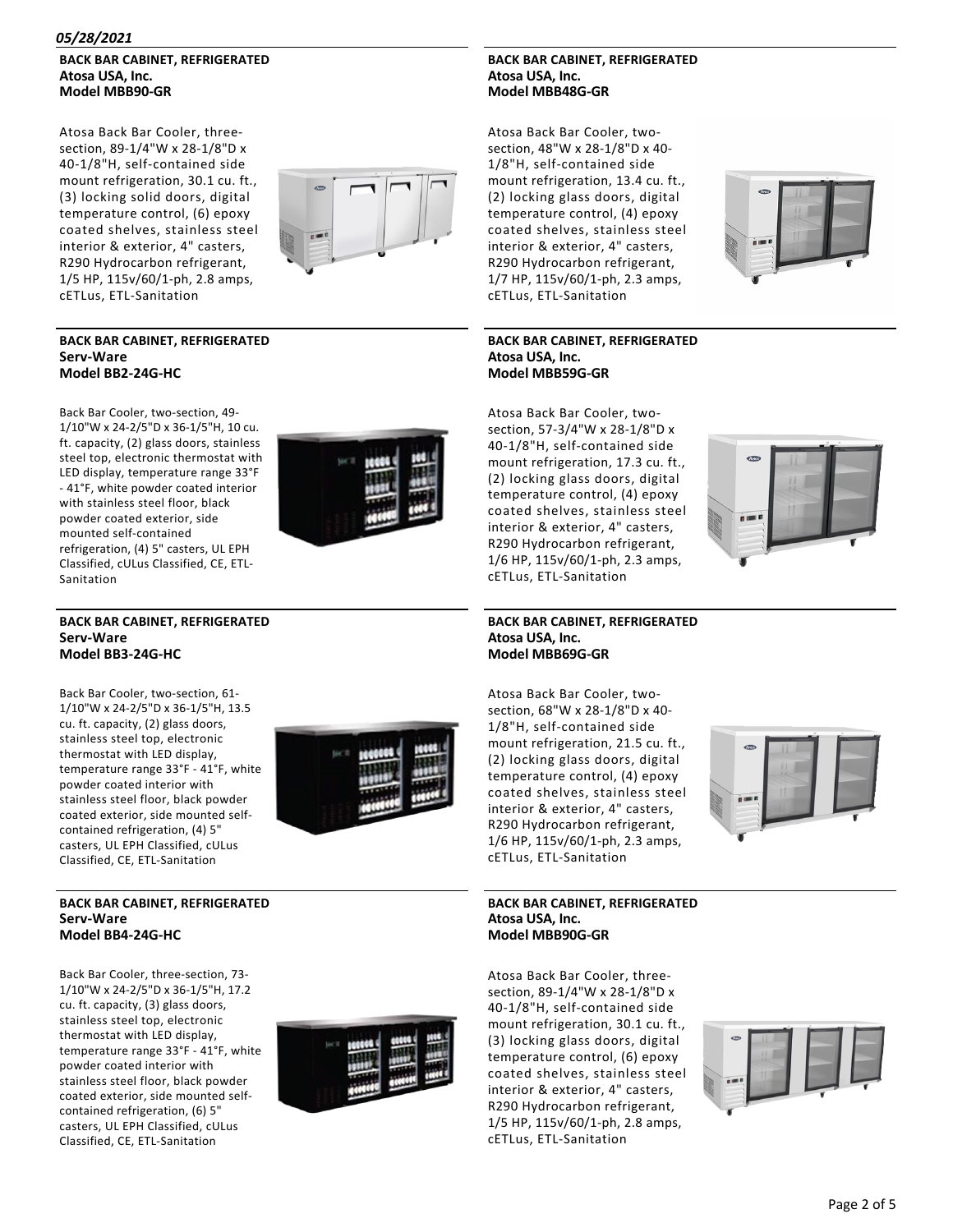*05/28/2021*

**BACK BAR CABINET, REFRIGERATED**
**Atosa USA, Inc.**
**Model MBB90-GR**

Atosa Back Bar Cooler, three-section, 89-1/4"W x 28-1/8"D x 40-1/8"H, self-contained side mount refrigeration, 30.1 cu. ft., (3) locking solid doors, digital temperature control, (6) epoxy coated shelves, stainless steel interior & exterior, 4" casters, R290 Hydrocarbon refrigerant, 1/5 HP, 115v/60/1-ph, 2.8 amps, cETLus, ETL-Sanitation

**BACK BAR CABINET, REFRIGERATED**
**Serv-Ware**
**Model BB2-24G-HC**

Back Bar Cooler, two-section, 49-1/10"W x 24-2/5"D x 36-1/5"H, 10 cu. ft. capacity, (2) glass doors, stainless steel top, electronic thermostat with LED display, temperature range 33°F - 41°F, white powder coated interior with stainless steel floor, black powder coated exterior, side mounted self-contained refrigeration, (4) 5" casters, UL EPH Classified, cULus Classified, CE, ETL-Sanitation

**BACK BAR CABINET, REFRIGERATED**
**Serv-Ware**
**Model BB3-24G-HC**

Back Bar Cooler, two-section, 61-1/10"W x 24-2/5"D x 36-1/5"H, 13.5 cu. ft. capacity, (2) glass doors, stainless steel top, electronic thermostat with LED display, temperature range 33°F - 41°F, white powder coated interior with stainless steel floor, black powder coated exterior, side mounted self-contained refrigeration, (4) 5" casters, UL EPH Classified, cULus Classified, CE, ETL-Sanitation

**BACK BAR CABINET, REFRIGERATED**
**Serv-Ware**
**Model BB4-24G-HC**

Back Bar Cooler, three-section, 73-1/10"W x 24-2/5"D x 36-1/5"H, 17.2 cu. ft. capacity, (3) glass doors, stainless steel top, electronic thermostat with LED display, temperature range 33°F - 41°F, white powder coated interior with stainless steel floor, black powder coated exterior, side mounted self-contained refrigeration, (6) 5" casters, UL EPH Classified, cULus Classified, CE, ETL-Sanitation

**BACK BAR CABINET, REFRIGERATED**
**Atosa USA, Inc.**
**Model MBB48G-GR**

Atosa Back Bar Cooler, two-section, 48"W x 28-1/8"D x 40-1/8"H, self-contained side mount refrigeration, 13.4 cu. ft., (2) locking glass doors, digital temperature control, (4) epoxy coated shelves, stainless steel interior & exterior, 4" casters, R290 Hydrocarbon refrigerant, 1/7 HP, 115v/60/1-ph, 2.3 amps, cETLus, ETL-Sanitation

**BACK BAR CABINET, REFRIGERATED**
**Atosa USA, Inc.**
**Model MBB59G-GR**

Atosa Back Bar Cooler, two-section, 57-3/4"W x 28-1/8"D x 40-1/8"H, self-contained side mount refrigeration, 17.3 cu. ft., (2) locking glass doors, digital temperature control, (4) epoxy coated shelves, stainless steel interior & exterior, 4" casters, R290 Hydrocarbon refrigerant, 1/6 HP, 115v/60/1-ph, 2.3 amps, cETLus, ETL-Sanitation

**BACK BAR CABINET, REFRIGERATED**
**Atosa USA, Inc.**
**Model MBB69G-GR**

Atosa Back Bar Cooler, two-section, 68"W x 28-1/8"D x 40-1/8"H, self-contained side mount refrigeration, 21.5 cu. ft., (2) locking glass doors, digital temperature control, (4) epoxy coated shelves, stainless steel interior & exterior, 4" casters, R290 Hydrocarbon refrigerant, 1/6 HP, 115v/60/1-ph, 2.3 amps, cETLus, ETL-Sanitation

**BACK BAR CABINET, REFRIGERATED**
**Atosa USA, Inc.**
**Model MBB90G-GR**

Atosa Back Bar Cooler, three-section, 89-1/4"W x 28-1/8"D x 40-1/8"H, self-contained side mount refrigeration, 30.1 cu. ft., (3) locking glass doors, digital temperature control, (6) epoxy coated shelves, stainless steel interior & exterior, 4" casters, R290 Hydrocarbon refrigerant, 1/5 HP, 115v/60/1-ph, 2.8 amps, cETLus, ETL-Sanitation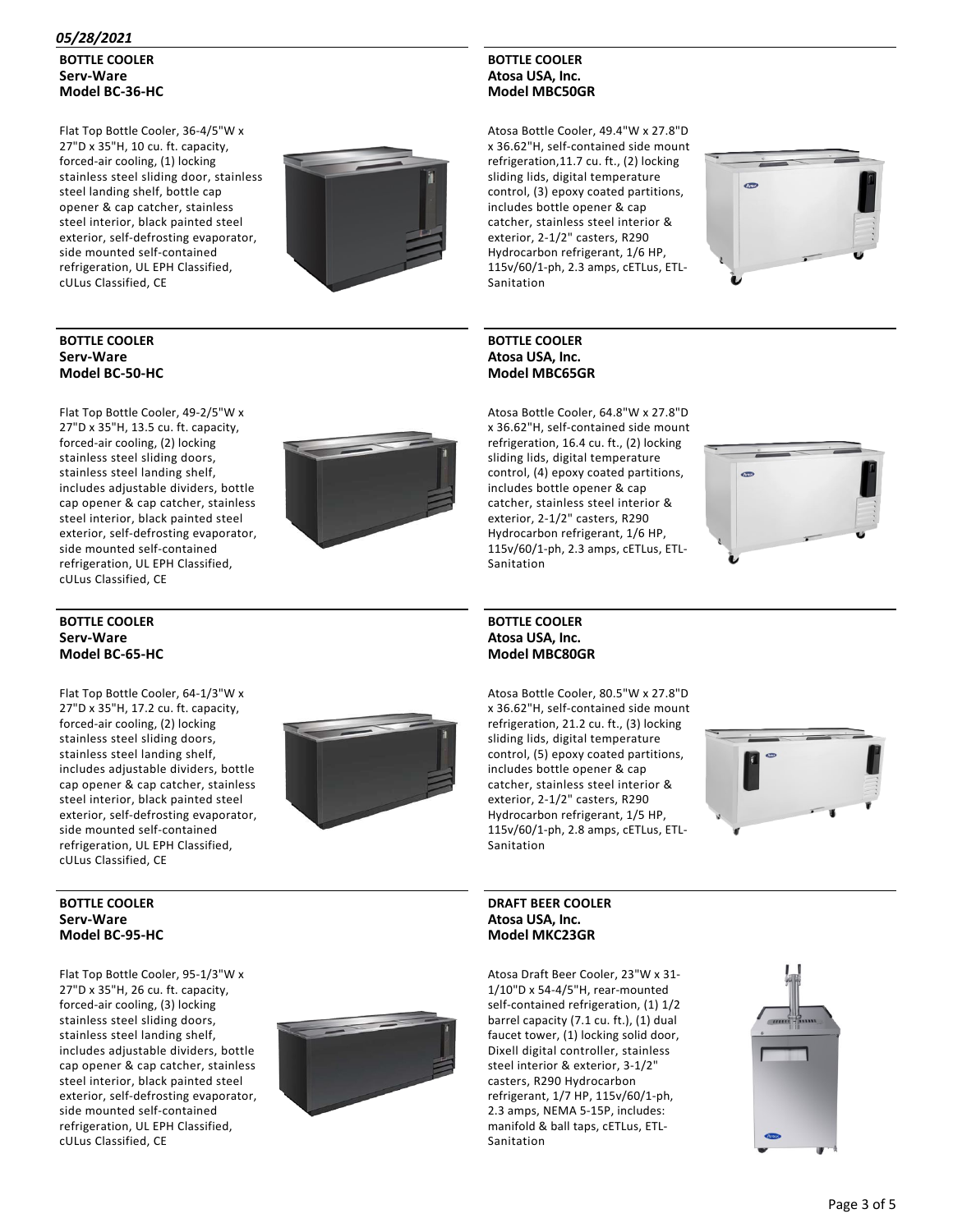*05/28/2021*

**BOTTLE COOLER**
**Serv-Ware**
**Model BC-36-HC**

Flat Top Bottle Cooler, 36-4/5"W x 27"D x 35"H, 10 cu. ft. capacity, forced-air cooling, (1) locking stainless steel sliding door, stainless steel landing shelf, bottle cap opener & cap catcher, stainless steel interior, black painted steel exterior, self-defrosting evaporator, side mounted self-contained refrigeration, UL EPH Classified, cULus Classified, CE

**BOTTLE COOLER**
**Serv-Ware**
**Model BC-50-HC**

Flat Top Bottle Cooler, 49-2/5"W x 27"D x 35"H, 13.5 cu. ft. capacity, forced-air cooling, (2) locking stainless steel sliding doors, stainless steel landing shelf, includes adjustable dividers, bottle cap opener & cap catcher, stainless steel interior, black painted steel exterior, self-defrosting evaporator, side mounted self-contained refrigeration, UL EPH Classified, cULus Classified, CE

**BOTTLE COOLER**
**Serv-Ware**
**Model BC-65-HC**

Flat Top Bottle Cooler, 64-1/3"W x 27"D x 35"H, 17.2 cu. ft. capacity, forced-air cooling, (2) locking stainless steel sliding doors, stainless steel landing shelf, includes adjustable dividers, bottle cap opener & cap catcher, stainless steel interior, black painted steel exterior, self-defrosting evaporator, side mounted self-contained refrigeration, UL EPH Classified, cULus Classified, CE

**BOTTLE COOLER**
**Serv-Ware**
**Model BC-95-HC**

Flat Top Bottle Cooler, 95-1/3"W x 27"D x 35"H, 26 cu. ft. capacity, forced-air cooling, (3) locking stainless steel sliding doors, stainless steel landing shelf, includes adjustable dividers, bottle cap opener & cap catcher, stainless steel interior, black painted steel exterior, self-defrosting evaporator, side mounted self-contained refrigeration, UL EPH Classified, cULus Classified, CE

**BOTTLE COOLER**
**Atosa USA, Inc.**
**Model MBC50GR**

Atosa Bottle Cooler, 49.4"W x 27.8"D x 36.62"H, self-contained side mount refrigeration,11.7 cu. ft., (2) locking sliding lids, digital temperature control, (3) epoxy coated partitions, includes bottle opener & cap catcher, stainless steel interior & exterior, 2-1/2" casters, R290 Hydrocarbon refrigerant, 1/6 HP, 115v/60/1-ph, 2.3 amps, cETLus, ETL-Sanitation

**BOTTLE COOLER**
**Atosa USA, Inc.**
**Model MBC65GR**

Atosa Bottle Cooler, 64.8"W x 27.8"D x 36.62"H, self-contained side mount refrigeration, 16.4 cu. ft., (2) locking sliding lids, digital temperature control, (4) epoxy coated partitions, includes bottle opener & cap catcher, stainless steel interior & exterior, 2-1/2" casters, R290 Hydrocarbon refrigerant, 1/6 HP, 115v/60/1-ph, 2.3 amps, cETLus, ETL-Sanitation

**BOTTLE COOLER**
**Atosa USA, Inc.**
**Model MBC80GR**

Atosa Bottle Cooler, 80.5"W x 27.8"D x 36.62"H, self-contained side mount refrigeration, 21.2 cu. ft., (3) locking sliding lids, digital temperature control, (5) epoxy coated partitions, includes bottle opener & cap catcher, stainless steel interior & exterior, 2-1/2" casters, R290 Hydrocarbon refrigerant, 1/5 HP, 115v/60/1-ph, 2.8 amps, cETLus, ETL-Sanitation

**DRAFT BEER COOLER**
**Atosa USA, Inc.**
**Model MKC23GR**

Atosa Draft Beer Cooler, 23"W x 31-1/10"D x 54-4/5"H, rear-mounted self-contained refrigeration, (1) 1/2 barrel capacity (7.1 cu. ft.), (1) dual faucet tower, (1) locking solid door, Dixell digital controller, stainless steel interior & exterior, 3-1/2" casters, R290 Hydrocarbon refrigerant, 1/7 HP, 115v/60/1-ph, 2.3 amps, NEMA 5-15P, includes: manifold & ball taps, cETLus, ETL-Sanitation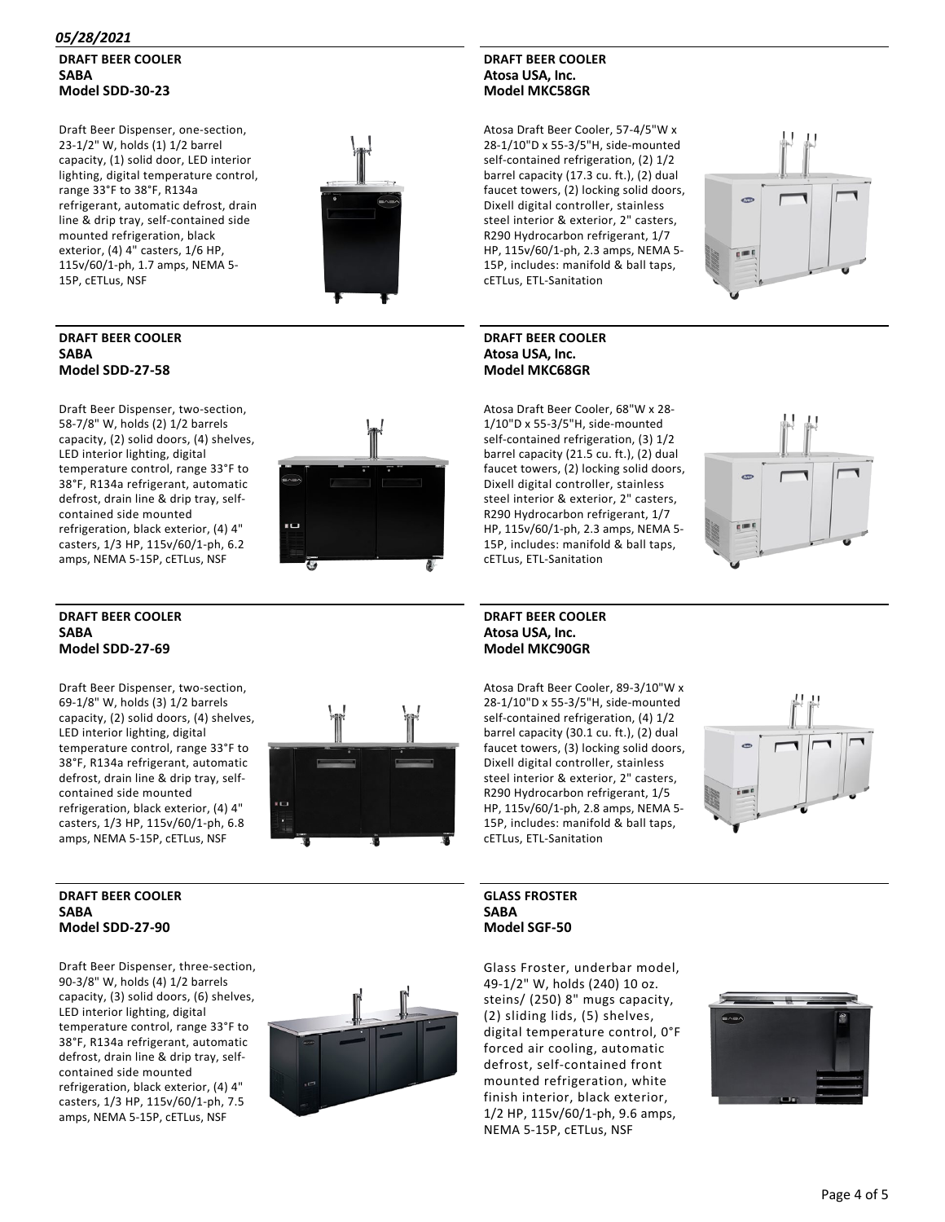*05/28/2021*

**DRAFT BEER COOLER**
**SABA**
**Model SDD-30-23**

Draft Beer Dispenser, one-section, 23-1/2" W, holds (1) 1/2 barrel capacity, (1) solid door, LED interior lighting, digital temperature control, range 33°F to 38°F, R134a refrigerant, automatic defrost, drain line & drip tray, self-contained side mounted refrigeration, black exterior, (4) 4" casters, 1/6 HP, 115v/60/1-ph, 1.7 amps, NEMA 5-15P, cETLus, NSF

**DRAFT BEER COOLER**
**SABA**
**Model SDD-27-58**

Draft Beer Dispenser, two-section, 58-7/8" W, holds (2) 1/2 barrels capacity, (2) solid doors, (4) shelves, LED interior lighting, digital temperature control, range 33°F to 38°F, R134a refrigerant, automatic defrost, drain line & drip tray, self-contained side mounted refrigeration, black exterior, (4) 4" casters, 1/3 HP, 115v/60/1-ph, 6.2 amps, NEMA 5-15P, cETLus, NSF

**DRAFT BEER COOLER**
**SABA**
**Model SDD-27-69**

Draft Beer Dispenser, two-section, 69-1/8" W, holds (3) 1/2 barrels capacity, (2) solid doors, (4) shelves, LED interior lighting, digital temperature control, range 33°F to 38°F, R134a refrigerant, automatic defrost, drain line & drip tray, self-contained side mounted refrigeration, black exterior, (4) 4" casters, 1/3 HP, 115v/60/1-ph, 6.8 amps, NEMA 5-15P, cETLus, NSF

**DRAFT BEER COOLER**
**SABA**
**Model SDD-27-90**

Draft Beer Dispenser, three-section, 90-3/8" W, holds (4) 1/2 barrels capacity, (3) solid doors, (6) shelves, LED interior lighting, digital temperature control, range 33°F to 38°F, R134a refrigerant, automatic defrost, drain line & drip tray, self-contained side mounted refrigeration, black exterior, (4) 4" casters, 1/3 HP, 115v/60/1-ph, 7.5 amps, NEMA 5-15P, cETLus, NSF

**DRAFT BEER COOLER**
**Atosa USA, Inc.**
**Model MKC58GR**

Atosa Draft Beer Cooler, 57-4/5"W x 28-1/10"D x 55-3/5"H, side-mounted self-contained refrigeration, (2) 1/2 barrel capacity (17.3 cu. ft.), (2) dual faucet towers, (2) locking solid doors, Dixell digital controller, stainless steel interior & exterior, 2" casters, R290 Hydrocarbon refrigerant, 1/7 HP, 115v/60/1-ph, 2.3 amps, NEMA 5-15P, includes: manifold & ball taps, cETLus, ETL-Sanitation

**DRAFT BEER COOLER**
**Atosa USA, Inc.**
**Model MKC68GR**

Atosa Draft Beer Cooler, 68"W x 28-1/10"D x 55-3/5"H, side-mounted self-contained refrigeration, (3) 1/2 barrel capacity (21.5 cu. ft.), (2) dual faucet towers, (2) locking solid doors, Dixell digital controller, stainless steel interior & exterior, 2" casters, R290 Hydrocarbon refrigerant, 1/7 HP, 115v/60/1-ph, 2.3 amps, NEMA 5-15P, includes: manifold & ball taps, cETLus, ETL-Sanitation

**DRAFT BEER COOLER**
**Atosa USA, Inc.**
**Model MKC90GR**

Atosa Draft Beer Cooler, 89-3/10"W x 28-1/10"D x 55-3/5"H, side-mounted self-contained refrigeration, (4) 1/2 barrel capacity (30.1 cu. ft.), (2) dual faucet towers, (3) locking solid doors, Dixell digital controller, stainless steel interior & exterior, 2" casters, R290 Hydrocarbon refrigerant, 1/5 HP, 115v/60/1-ph, 2.8 amps, NEMA 5-15P, includes: manifold & ball taps, cETLus, ETL-Sanitation

**GLASS FROSTER**
**SABA**
**Model SGF-50**

Glass Froster, underbar model, 49-1/2" W, holds (240) 10 oz. steins/ (250) 8" mugs capacity, (2) sliding lids, (5) shelves, digital temperature control, 0°F forced air cooling, automatic defrost, self-contained front mounted refrigeration, white finish interior, black exterior, 1/2 HP, 115v/60/1-ph, 9.6 amps, NEMA 5-15P, cETLus, NSF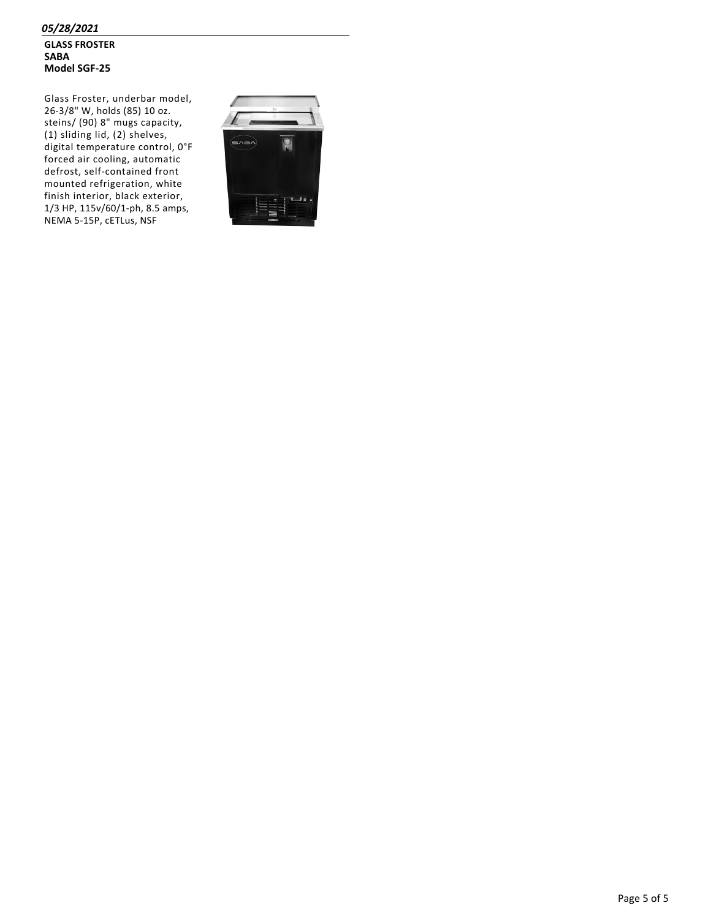*05/28/2021*

**GLASS FROSTER**
**SABA**
**Model SGF-25**

Glass Froster, underbar model, 26-3/8" W, holds (85) 10 oz. steins/ (90) 8" mugs capacity, (1) sliding lid, (2) shelves, digital temperature control, 0°F forced air cooling, automatic defrost, self-contained front mounted refrigeration, white finish interior, black exterior, 1/3 HP, 115v/60/1-ph, 8.5 amps, NEMA 5-15P, cETLus, NSF